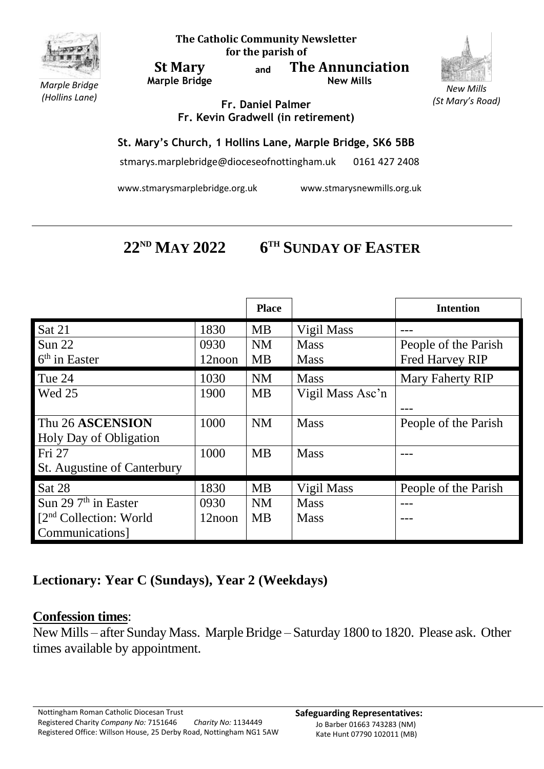*Marple Bridge (Hollins Lane)*

**The Catholic Community Newsletter for the parish of**

**St Mary** and **The Annunciation**
**Marple Bridge** **New Mills**

*New Mills (St Mary's Road)*

**Fr. Daniel Palmer**
**Fr. Kevin Gradwell (in retirement)**

**St. Mary's Church, 1 Hollins Lane, Marple Bridge, SK6 5BB**

stmarys.marplebridge@dioceseofnottingham.uk 0161 427 2408

www.stmarysmarplebridge.org.uk www.stmarysnewmills.org.uk

# 22ND MAY 2022 6TH SUNDAY OF EASTER

| | | Place | | Intention |
|---|---|---|---|---|
| Sat 21 | 1830 | MB | Vigil Mass | --- |
| Sun 22<br>6th in Easter | 0930<br>12noon | NM<br>MB | Mass<br>Mass | People of the Parish<br>Fred Harvey RIP |
| Tue 24 | 1030 | NM | Mass | Mary Faherty RIP |
| Wed 25 | 1900 | MB | Vigil Mass Asc'n | --- |
| Thu 26 **ASCENSION**<br>Holy Day of Obligation | 1000 | NM | Mass | People of the Parish |
| Fri 27<br>St. Augustine of Canterbury | 1000 | MB | Mass | --- |
| Sat 28 | 1830 | MB | Vigil Mass | People of the Parish |
| Sun 29 7th in Easter<br>[2nd Collection: World Communications] | 0930<br>12noon | NM<br>MB | Mass<br>Mass | ---<br>--- |

## Lectionary: Year C (Sundays), Year 2 (Weekdays)

**Confession times**:
New Mills – after Sunday Mass. Marple Bridge – Saturday 1800 to 1820. Please ask. Other times available by appointment.

Nottingham Roman Catholic Diocesan Trust
Registered Charity *Company No:* 7151646 *Charity No:* 1134449
Registered Office: Willson House, 25 Derby Road, Nottingham NG1 5AW

**Safeguarding Representatives:**
Jo Barber 01663 743283 (NM)
Kate Hunt 07790 102011 (MB)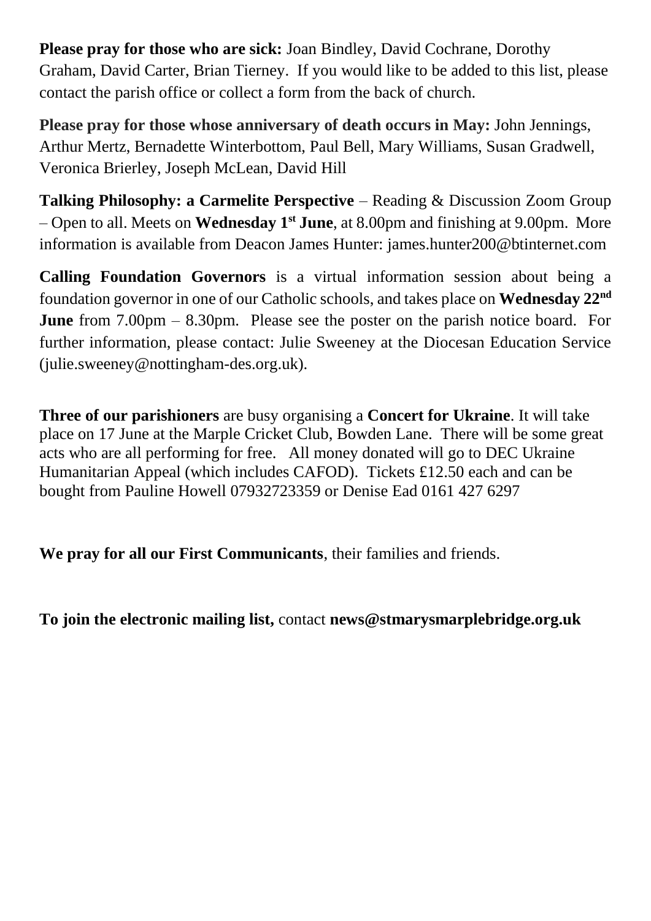**Please pray for those who are sick:** Joan Bindley, David Cochrane, Dorothy Graham, David Carter, Brian Tierney. If you would like to be added to this list, please contact the parish office or collect a form from the back of church.

**Please pray for those whose anniversary of death occurs in May:** John Jennings, Arthur Mertz, Bernadette Winterbottom, Paul Bell, Mary Williams, Susan Gradwell, Veronica Brierley, Joseph McLean, David Hill

**Talking Philosophy: a Carmelite Perspective** – Reading & Discussion Zoom Group – Open to all. Meets on **Wednesday 1st June**, at 8.00pm and finishing at 9.00pm. More information is available from Deacon James Hunter: james.hunter200@btinternet.com

**Calling Foundation Governors** is a virtual information session about being a foundation governor in one of our Catholic schools, and takes place on **Wednesday 22nd June** from 7.00pm – 8.30pm. Please see the poster on the parish notice board. For further information, please contact: Julie Sweeney at the Diocesan Education Service (julie.sweeney@nottingham-des.org.uk).

**Three of our parishioners** are busy organising a **Concert for Ukraine**. It will take place on 17 June at the Marple Cricket Club, Bowden Lane. There will be some great acts who are all performing for free. All money donated will go to DEC Ukraine Humanitarian Appeal (which includes CAFOD). Tickets £12.50 each and can be bought from Pauline Howell 07932723359 or Denise Ead 0161 427 6297

**We pray for all our First Communicants**, their families and friends.

**To join the electronic mailing list,** contact **news@stmarysmarplebridge.org.uk**